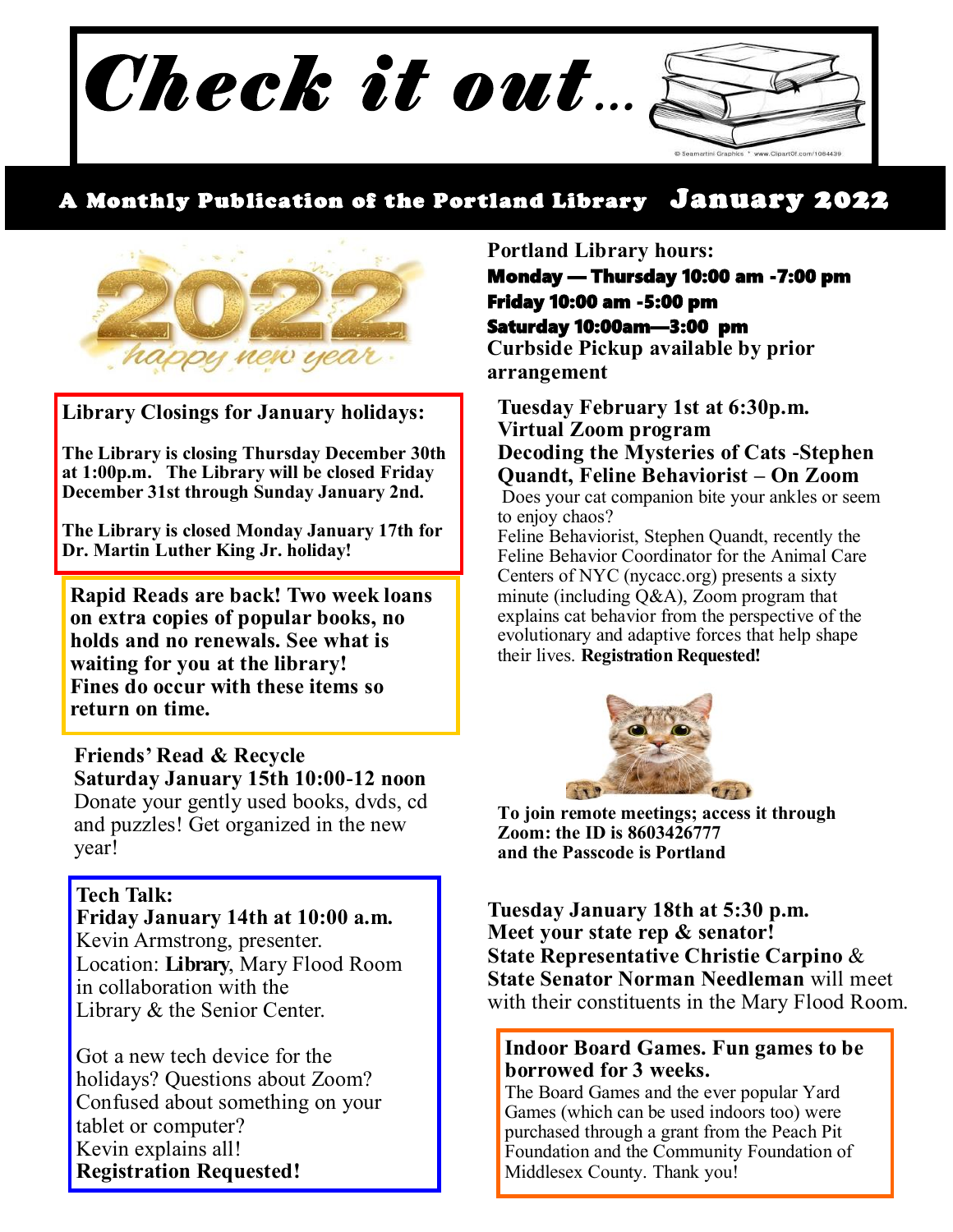# Check it out...

**A Monthly Publication of the Portland Library** **January 2022**

**Library Closings for January holidays:**

**The Library is closing Thursday December 30th at 1:00p.m. The Library will be closed Friday December 31st through Sunday January 2nd.**

**The Library is closed Monday January 17th for Dr. Martin Luther King Jr. holiday!**

**Rapid Reads are back! Two week loans on extra copies of popular books, no holds and no renewals. See what is waiting for you at the library! Fines do occur with these items so return on time.**

**Friends' Read & Recycle**
**Saturday January 15th 10:00-12 noon**
Donate your gently used books, dvds, cd and puzzles! Get organized in the new year!

**Tech Talk:**
**Friday January 14th at 10:00 a.m.**
Kevin Armstrong, presenter.
Location: **Library**, Mary Flood Room in collaboration with the Library & the Senior Center.

Got a new tech device for the holidays? Questions about Zoom? Confused about something on your tablet or computer?
Kevin explains all!
**Registration Requested!**

**Portland Library hours:**
**Monday — Thursday 10:00 am -7:00 pm**
**Friday 10:00 am -5:00 pm**
**Saturday 10:00am—3:00 pm**
**Curbside Pickup available by prior arrangement**

**Tuesday February 1st at 6:30p.m.**
**Virtual Zoom program**
**Decoding the Mysteries of Cats -Stephen Quandt, Feline Behaviorist – On Zoom**
Does your cat companion bite your ankles or seem to enjoy chaos?
Feline Behaviorist, Stephen Quandt, recently the Feline Behavior Coordinator for the Animal Care Centers of NYC (nycacc.org) presents a sixty minute (including Q&A), Zoom program that explains cat behavior from the perspective of the evolutionary and adaptive forces that help shape their lives. **Registration Requested!**

**To join remote meetings; access it through Zoom: the ID is 8603426777 and the Passcode is Portland**

**Tuesday January 18th at 5:30 p.m.**
**Meet your state rep & senator!**
**State Representative Christie Carpino** & **State Senator Norman Needleman** will meet with their constituents in the Mary Flood Room.

**Indoor Board Games. Fun games to be borrowed for 3 weeks.**
The Board Games and the ever popular Yard Games (which can be used indoors too) were purchased through a grant from the Peach Pit Foundation and the Community Foundation of Middlesex County. Thank you!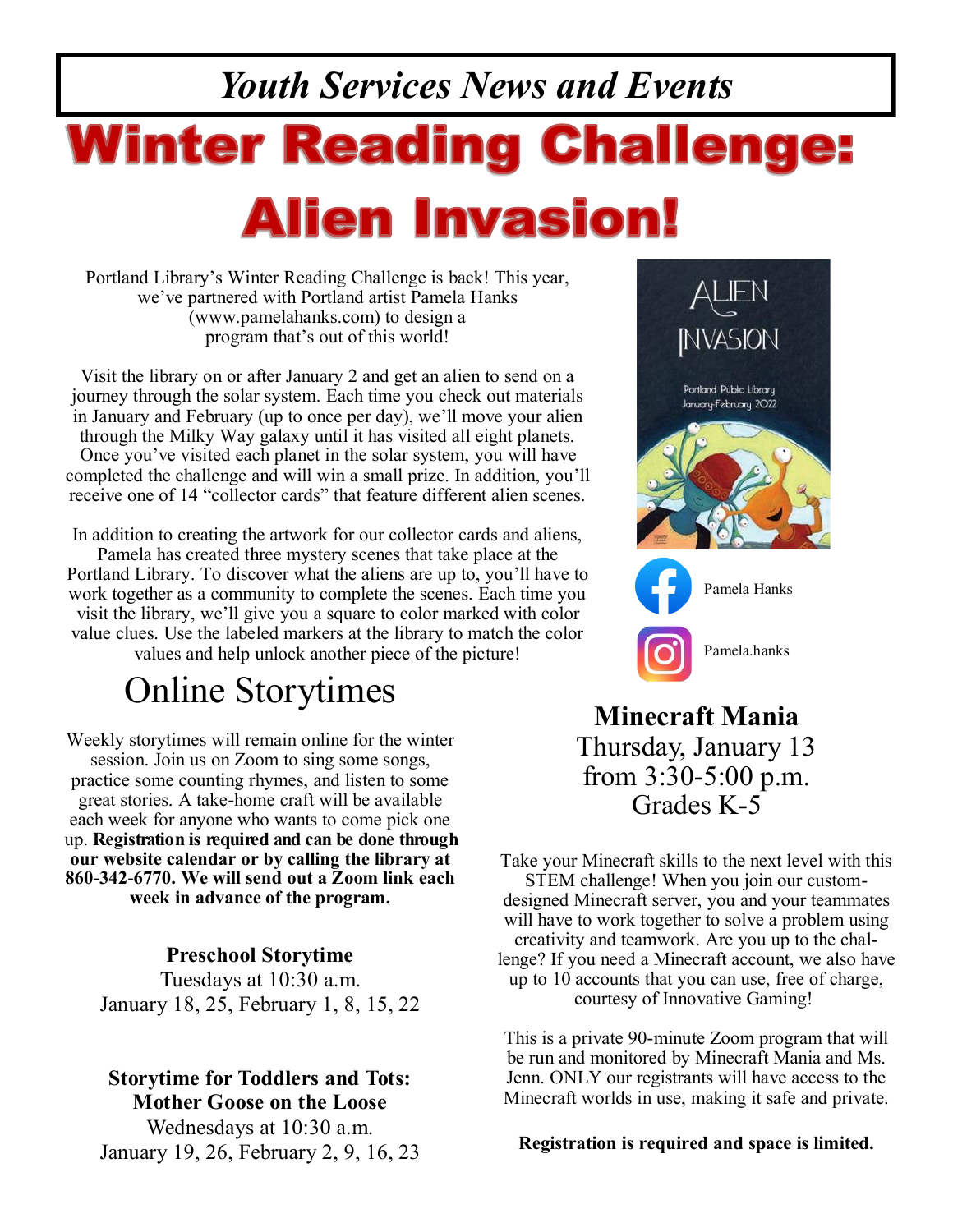# *Youth Services News and Events*

# Winter Reading Challenge: Alien Invasion!

Portland Library's Winter Reading Challenge is back! This year, we've partnered with Portland artist Pamela Hanks (www.pamelahanks.com) to design a program that's out of this world!

Visit the library on or after January 2 and get an alien to send on a journey through the solar system. Each time you check out materials in January and February (up to once per day), we'll move your alien through the Milky Way galaxy until it has visited all eight planets. Once you've visited each planet in the solar system, you will have completed the challenge and will win a small prize. In addition, you'll receive one of 14 "collector cards" that feature different alien scenes.

In addition to creating the artwork for our collector cards and aliens, Pamela has created three mystery scenes that take place at the Portland Library. To discover what the aliens are up to, you'll have to work together as a community to complete the scenes. Each time you visit the library, we'll give you a square to color marked with color value clues. Use the labeled markers at the library to match the color values and help unlock another piece of the picture!

ALIEN INVASION
Portland Public Library
January-February 2022

Pamela Hanks

Pamela.hanks

## Online Storytimes

Weekly storytimes will remain online for the winter session. Join us on Zoom to sing some songs, practice some counting rhymes, and listen to some great stories. A take-home craft will be available each week for anyone who wants to come pick one up. **Registration is required and can be done through our website calendar or by calling the library at 860-342-6770. We will send out a Zoom link each week in advance of the program.**

**Preschool Storytime**
Tuesdays at 10:30 a.m.
January 18, 25, February 1, 8, 15, 22

**Storytime for Toddlers and Tots: Mother Goose on the Loose**
Wednesdays at 10:30 a.m.
January 19, 26, February 2, 9, 16, 23

## Minecraft Mania

Thursday, January 13
from 3:30-5:00 p.m.
Grades K-5

Take your Minecraft skills to the next level with this STEM challenge! When you join our custom-designed Minecraft server, you and your teammates will have to work together to solve a problem using creativity and teamwork. Are you up to the challenge? If you need a Minecraft account, we also have up to 10 accounts that you can use, free of charge, courtesy of Innovative Gaming!

This is a private 90-minute Zoom program that will be run and monitored by Minecraft Mania and Ms. Jenn. ONLY our registrants will have access to the Minecraft worlds in use, making it safe and private.

**Registration is required and space is limited.**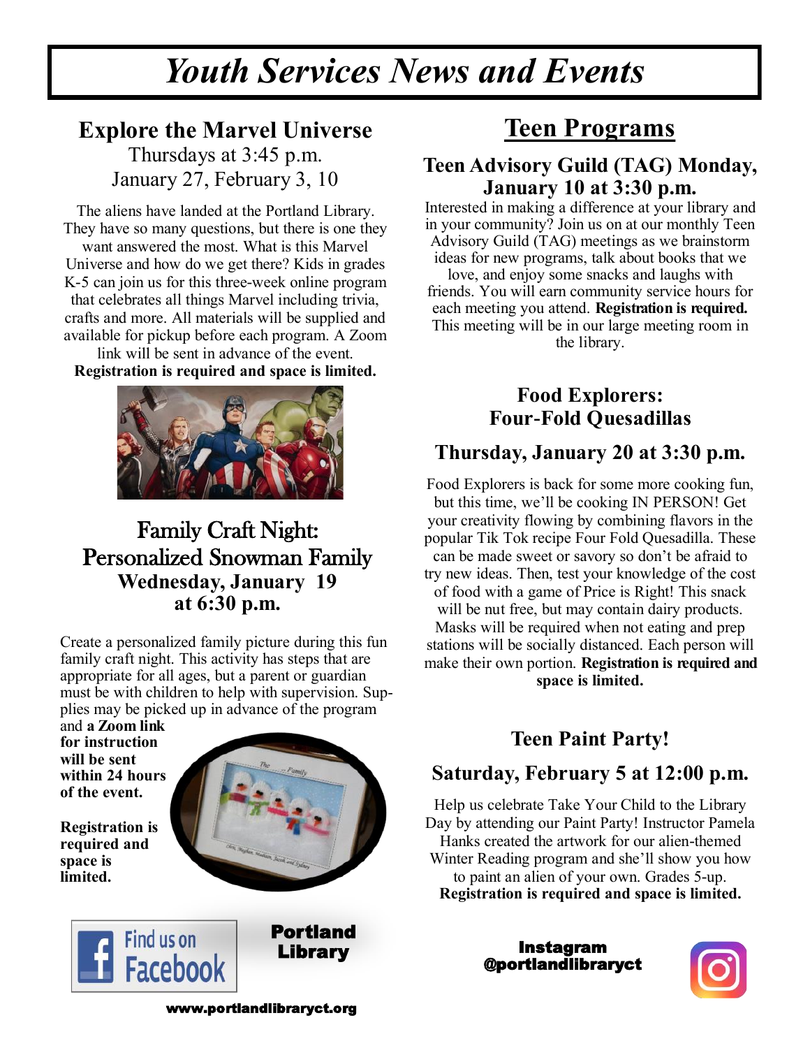# *Youth Services News and Events*

## Explore the Marvel Universe

Thursdays at 3:45 p.m.
January 27, February 3, 10

The aliens have landed at the Portland Library. They have so many questions, but there is one they want answered the most. What is this Marvel Universe and how do we get there? Kids in grades K-5 can join us for this three-week online program that celebrates all things Marvel including trivia, crafts and more. All materials will be supplied and available for pickup before each program. A Zoom link will be sent in advance of the event.
**Registration is required and space is limited.**

## Family Craft Night: Personalized Snowman Family

**Wednesday, January 19 at 6:30 p.m.**

Create a personalized family picture during this fun family craft night. This activity has steps that are appropriate for all ages, but a parent or guardian must be with children to help with supervision. Supplies may be picked up in advance of the program and **a Zoom link for instruction will be sent within 24 hours of the event.**

**Registration is required and space is limited.**

## Teen Programs

### Teen Advisory Guild (TAG) Monday, January 10 at 3:30 p.m.

Interested in making a difference at your library and in your community? Join us on at our monthly Teen Advisory Guild (TAG) meetings as we brainstorm ideas for new programs, talk about books that we love, and enjoy some snacks and laughs with friends. You will earn community service hours for each meeting you attend. **Registration is required.** This meeting will be in our large meeting room in the library.

### Food Explorers: Four-Fold Quesadillas

### Thursday, January 20 at 3:30 p.m.

Food Explorers is back for some more cooking fun, but this time, we'll be cooking IN PERSON! Get your creativity flowing by combining flavors in the popular Tik Tok recipe Four Fold Quesadilla. These can be made sweet or savory so don't be afraid to try new ideas. Then, test your knowledge of the cost of food with a game of Price is Right! This snack will be nut free, but may contain dairy products. Masks will be required when not eating and prep stations will be socially distanced. Each person will make their own portion. **Registration is required and space is limited.**

### Teen Paint Party!

### Saturday, February 5 at 12:00 p.m.

Help us celebrate Take Your Child to the Library Day by attending our Paint Party! Instructor Pamela Hanks created the artwork for our alien-themed Winter Reading program and she'll show you how to paint an alien of your own. Grades 5-up.
**Registration is required and space is limited.**

Find us on Facebook — **Portland Library**

**Instagram @portlandlibraryct**

**www.portlandlibraryct.org**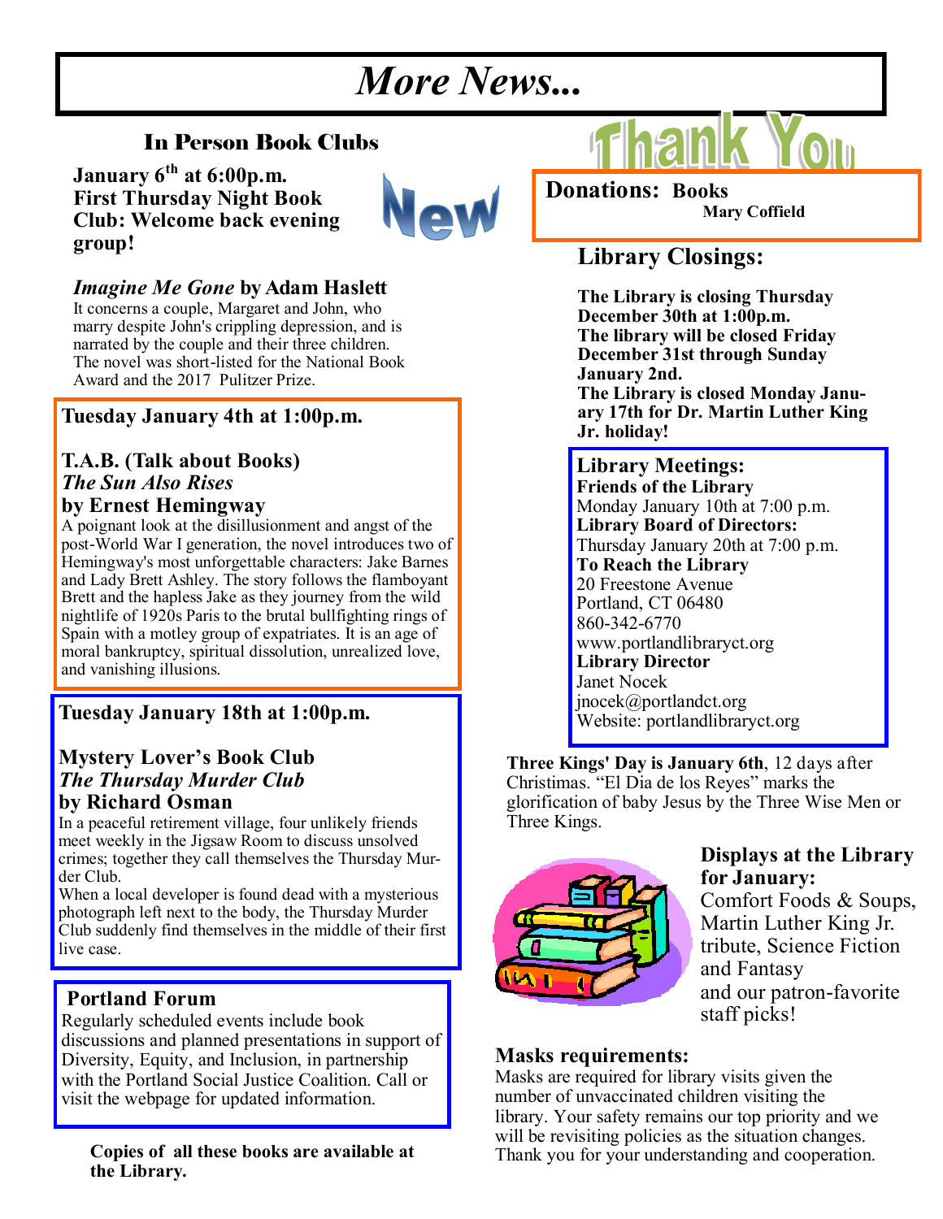# More News...

## In Person Book Clubs

**January 6th at 6:00p.m.**
**First Thursday Night Book Club: Welcome back evening group!**

New

***Imagine Me Gone* by Adam Haslett**
It concerns a couple, Margaret and John, who marry despite John's crippling depression, and is narrated by the couple and their three children. The novel was short-listed for the National Book Award and the 2017 Pulitzer Prize.

**Tuesday January 4th at 1:00p.m.**

**T.A.B. (Talk about Books)**
***The Sun Also Rises***
**by Ernest Hemingway**
A poignant look at the disillusionment and angst of the post-World War I generation, the novel introduces two of Hemingway's most unforgettable characters: Jake Barnes and Lady Brett Ashley. The story follows the flamboyant Brett and the hapless Jake as they journey from the wild nightlife of 1920s Paris to the brutal bullfighting rings of Spain with a motley group of expatriates. It is an age of moral bankruptcy, spiritual dissolution, unrealized love, and vanishing illusions.

**Tuesday January 18th at 1:00p.m.**

**Mystery Lover's Book Club**
***The Thursday Murder Club***
**by Richard Osman**
In a peaceful retirement village, four unlikely friends meet weekly in the Jigsaw Room to discuss unsolved crimes; together they call themselves the Thursday Murder Club.
When a local developer is found dead with a mysterious photograph left next to the body, the Thursday Murder Club suddenly find themselves in the middle of their first live case.

**Portland Forum**
Regularly scheduled events include book discussions and planned presentations in support of Diversity, Equity, and Inclusion, in partnership with the Portland Social Justice Coalition. Call or visit the webpage for updated information.

**Copies of all these books are available at the Library.**

## Thank You

**Donations: Books**
**Mary Coffield**

## Library Closings:

**The Library is closing Thursday December 30th at 1:00p.m.**
**The library will be closed Friday December 31st through Sunday January 2nd.**
**The Library is closed Monday January 17th for Dr. Martin Luther King Jr. holiday!**

**Library Meetings:**
**Friends of the Library**
Monday January 10th at 7:00 p.m.
**Library Board of Directors:**
Thursday January 20th at 7:00 p.m.
**To Reach the Library**
20 Freestone Avenue
Portland, CT 06480
860-342-6770
www.portlandlibraryct.org
**Library Director**
Janet Nocek
jnocek@portlandct.org
Website: portlandlibraryct.org

**Three Kings' Day is January 6th**, 12 days after Christmas. "El Dia de los Reyes" marks the glorification of baby Jesus by the Three Wise Men or Three Kings.

**Displays at the Library for January:**
Comfort Foods & Soups, Martin Luther King Jr. tribute, Science Fiction and Fantasy and our patron-favorite staff picks!

**Masks requirements:**
Masks are required for library visits given the number of unvaccinated children visiting the library. Your safety remains our top priority and we will be revisiting policies as the situation changes. Thank you for your understanding and cooperation.